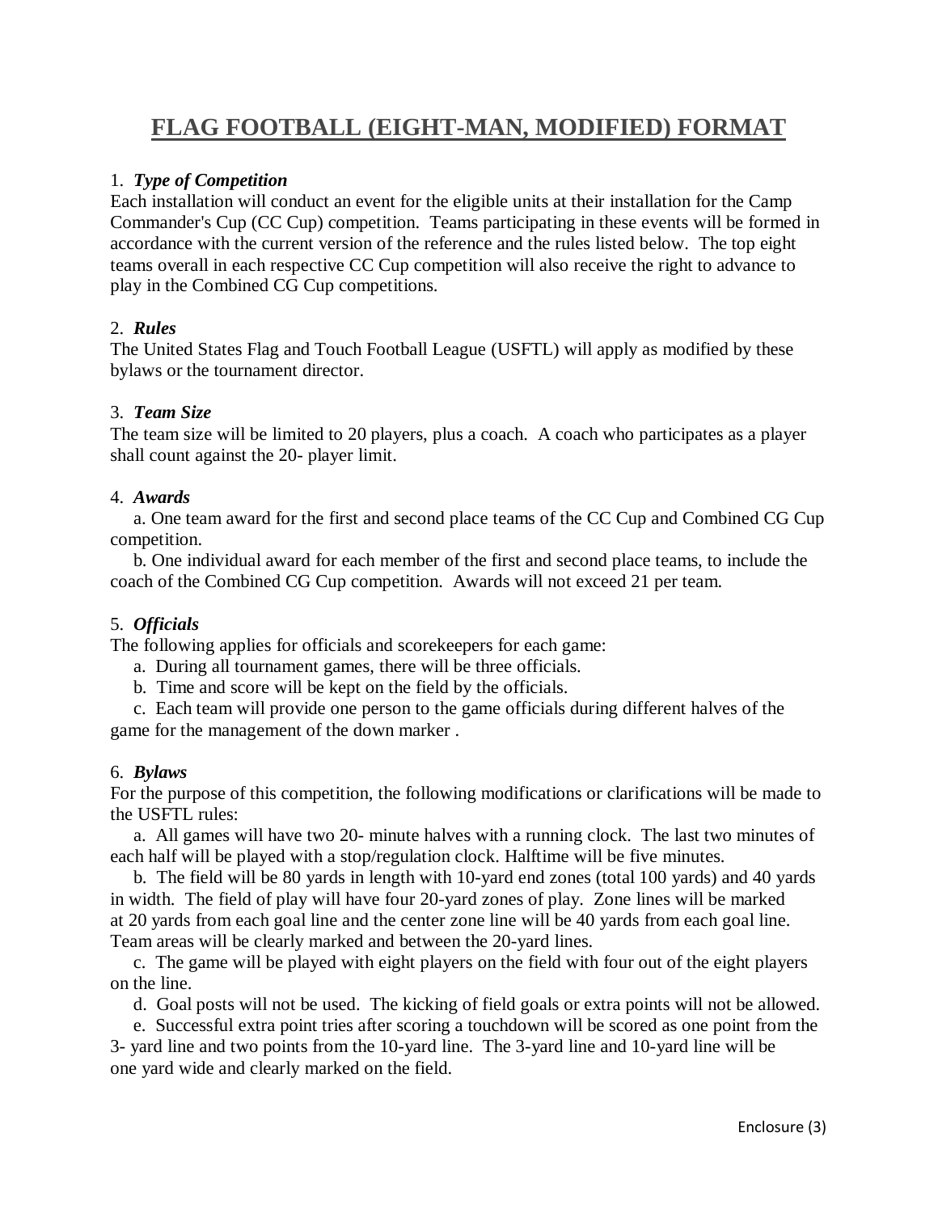# FLAG FOOTBALL (EIGHT-MAN, MODIFIED) FORMAT

1. ***Type of Competition***

Each installation will conduct an event for the eligible units at their installation for the Camp Commander's Cup (CC Cup) competition. Teams participating in these events will be formed in accordance with the current version of the reference and the rules listed below. The top eight teams overall in each respective CC Cup competition will also receive the right to advance to play in the Combined CG Cup competitions.

2. ***Rules***

The United States Flag and Touch Football League (USFTL) will apply as modified by these bylaws or the tournament director.

3. ***Team Size***

The team size will be limited to 20 players, plus a coach. A coach who participates as a player shall count against the 20- player limit.

4. ***Awards***

a. One team award for the first and second place teams of the CC Cup and Combined CG Cup competition.

b. One individual award for each member of the first and second place teams, to include the coach of the Combined CG Cup competition. Awards will not exceed 21 per team.

5. ***Officials***

The following applies for officials and scorekeepers for each game:

a. During all tournament games, there will be three officials.

b. Time and score will be kept on the field by the officials.

c. Each team will provide one person to the game officials during different halves of the game for the management of the down marker .

6. ***Bylaws***

For the purpose of this competition, the following modifications or clarifications will be made to the USFTL rules:

a. All games will have two 20- minute halves with a running clock. The last two minutes of each half will be played with a stop/regulation clock. Halftime will be five minutes.

b. The field will be 80 yards in length with 10-yard end zones (total 100 yards) and 40 yards in width. The field of play will have four 20-yard zones of play. Zone lines will be marked at 20 yards from each goal line and the center zone line will be 40 yards from each goal line. Team areas will be clearly marked and between the 20-yard lines.

c. The game will be played with eight players on the field with four out of the eight players on the line.

d. Goal posts will not be used. The kicking of field goals or extra points will not be allowed.

e. Successful extra point tries after scoring a touchdown will be scored as one point from the 3- yard line and two points from the 10-yard line. The 3-yard line and 10-yard line will be one yard wide and clearly marked on the field.

Enclosure (3)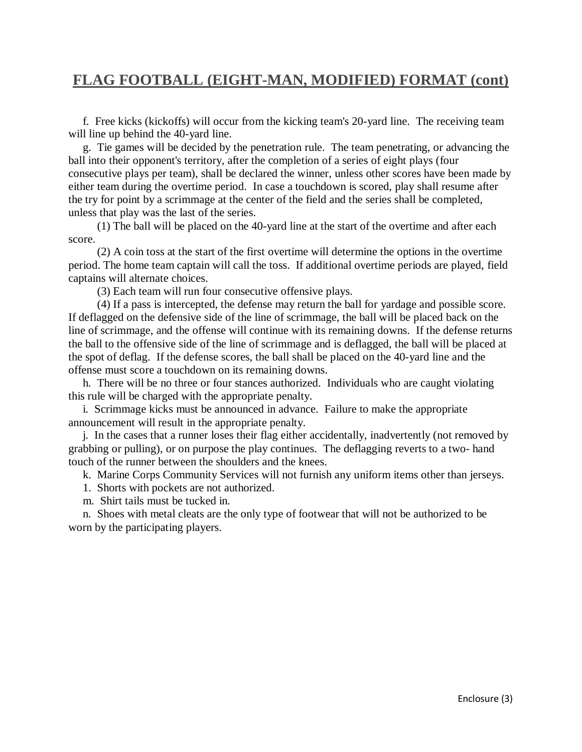# FLAG FOOTBALL (EIGHT-MAN, MODIFIED) FORMAT (cont)

f. Free kicks (kickoffs) will occur from the kicking team's 20-yard line. The receiving team will line up behind the 40-yard line.

g. Tie games will be decided by the penetration rule. The team penetrating, or advancing the ball into their opponent's territory, after the completion of a series of eight plays (four consecutive plays per team), shall be declared the winner, unless other scores have been made by either team during the overtime period. In case a touchdown is scored, play shall resume after the try for point by a scrimmage at the center of the field and the series shall be completed, unless that play was the last of the series.

(1) The ball will be placed on the 40-yard line at the start of the overtime and after each score.

(2) A coin toss at the start of the first overtime will determine the options in the overtime period. The home team captain will call the toss. If additional overtime periods are played, field captains will alternate choices.

(3) Each team will run four consecutive offensive plays.

(4) If a pass is intercepted, the defense may return the ball for yardage and possible score. If deflagged on the defensive side of the line of scrimmage, the ball will be placed back on the line of scrimmage, and the offense will continue with its remaining downs. If the defense returns the ball to the offensive side of the line of scrimmage and is deflagged, the ball will be placed at the spot of deflag. If the defense scores, the ball shall be placed on the 40-yard line and the offense must score a touchdown on its remaining downs.

h. There will be no three or four stances authorized. Individuals who are caught violating this rule will be charged with the appropriate penalty.

i. Scrimmage kicks must be announced in advance. Failure to make the appropriate announcement will result in the appropriate penalty.

j. In the cases that a runner loses their flag either accidentally, inadvertently (not removed by grabbing or pulling), or on purpose the play continues. The deflagging reverts to a two- hand touch of the runner between the shoulders and the knees.

k. Marine Corps Community Services will not furnish any uniform items other than jerseys.

1. Shorts with pockets are not authorized.

m. Shirt tails must be tucked in.

n. Shoes with metal cleats are the only type of footwear that will not be authorized to be worn by the participating players.

Enclosure (3)